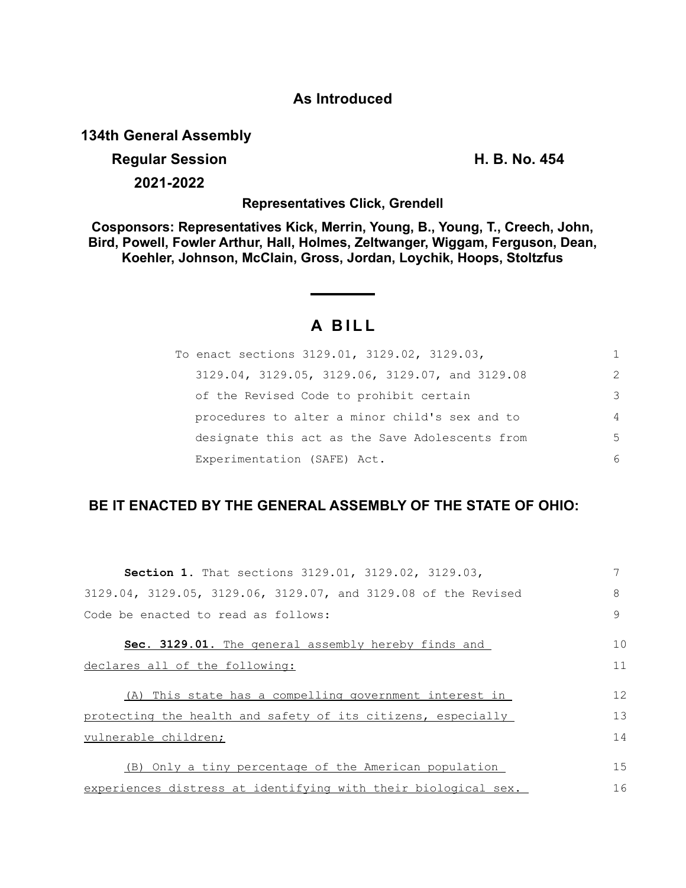**As Introduced**

**134th General Assembly**

**Regular Session** **H. B. No. 454**

**2021-2022**

**Representatives Click, Grendell**

**Cosponsors: Representatives Kick, Merrin, Young, B., Young, T., Creech, John, Bird, Powell, Fowler Arthur, Hall, Holmes, Zeltwanger, Wiggam, Ferguson, Dean, Koehler, Johnson, McClain, Gross, Jordan, Loychik, Hoops, Stoltzfus**

# A BILL

To enact sections 3129.01, 3129.02, 3129.03, 3129.04, 3129.05, 3129.06, 3129.07, and 3129.08 of the Revised Code to prohibit certain procedures to alter a minor child's sex and to designate this act as the Save Adolescents from Experimentation (SAFE) Act.

**BE IT ENACTED BY THE GENERAL ASSEMBLY OF THE STATE OF OHIO:**

**Section 1.** That sections 3129.01, 3129.02, 3129.03, 3129.04, 3129.05, 3129.06, 3129.07, and 3129.08 of the Revised Code be enacted to read as follows:

**Sec. 3129.01.** The general assembly hereby finds and declares all of the following:

(A) This state has a compelling government interest in protecting the health and safety of its citizens, especially vulnerable children;

(B) Only a tiny percentage of the American population experiences distress at identifying with their biological sex.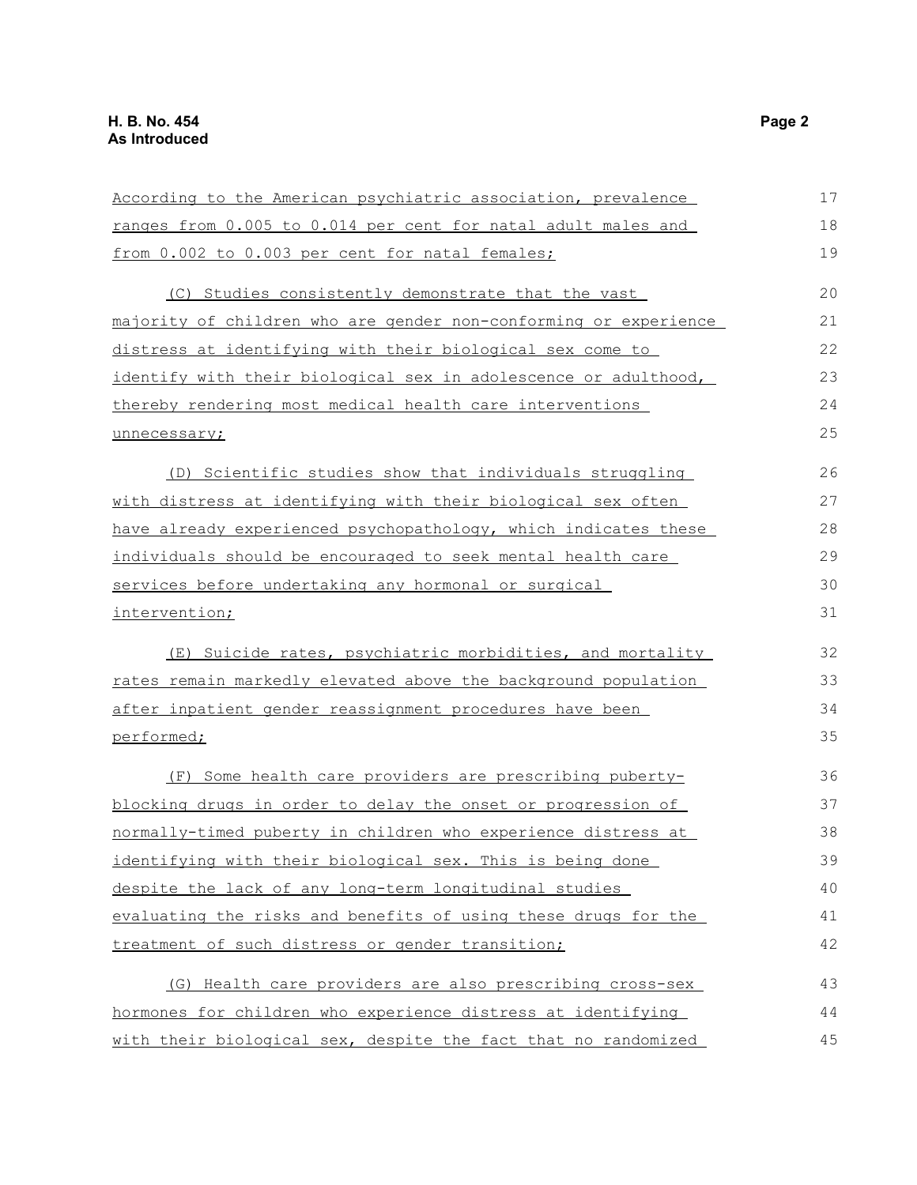According to the American psychiatric association, prevalence ranges from 0.005 to 0.014 per cent for natal adult males and from 0.002 to 0.003 per cent for natal females;

(C) Studies consistently demonstrate that the vast majority of children who are gender non-conforming or experience distress at identifying with their biological sex come to identify with their biological sex in adolescence or adulthood, thereby rendering most medical health care interventions unnecessary;

(D) Scientific studies show that individuals struggling with distress at identifying with their biological sex often have already experienced psychopathology, which indicates these individuals should be encouraged to seek mental health care services before undertaking any hormonal or surgical intervention;

(E) Suicide rates, psychiatric morbidities, and mortality rates remain markedly elevated above the background population after inpatient gender reassignment procedures have been performed;

(F) Some health care providers are prescribing puberty-blocking drugs in order to delay the onset or progression of normally-timed puberty in children who experience distress at identifying with their biological sex. This is being done despite the lack of any long-term longitudinal studies evaluating the risks and benefits of using these drugs for the treatment of such distress or gender transition;

(G) Health care providers are also prescribing cross-sex hormones for children who experience distress at identifying with their biological sex, despite the fact that no randomized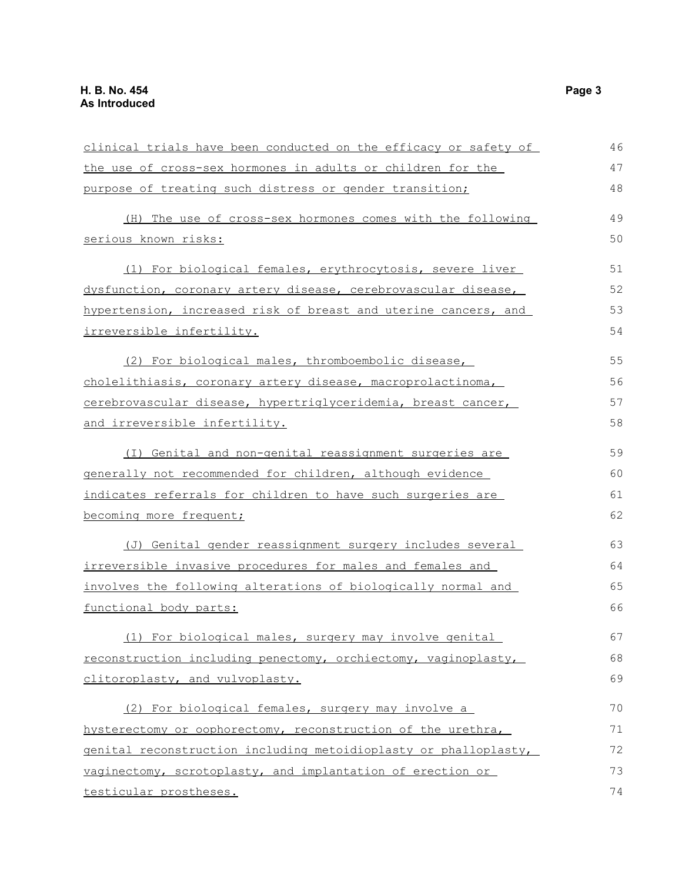clinical trials have been conducted on the efficacy or safety of the use of cross-sex hormones in adults or children for the purpose of treating such distress or gender transition;

(H) The use of cross-sex hormones comes with the following serious known risks:

(1) For biological females, erythrocytosis, severe liver dysfunction, coronary artery disease, cerebrovascular disease, hypertension, increased risk of breast and uterine cancers, and irreversible infertility.

(2) For biological males, thromboembolic disease, cholelithiasis, coronary artery disease, macroprolactinoma, cerebrovascular disease, hypertriglyceridemia, breast cancer, and irreversible infertility.

(I) Genital and non-genital reassignment surgeries are generally not recommended for children, although evidence indicates referrals for children to have such surgeries are becoming more frequent;

(J) Genital gender reassignment surgery includes several irreversible invasive procedures for males and females and involves the following alterations of biologically normal and functional body parts:

(1) For biological males, surgery may involve genital reconstruction including penectomy, orchiectomy, vaginoplasty, clitoroplasty, and vulvoplasty.

(2) For biological females, surgery may involve a hysterectomy or oophorectomy, reconstruction of the urethra, genital reconstruction including metoidioplasty or phalloplasty, vaginectomy, scrotoplasty, and implantation of erection or testicular prostheses.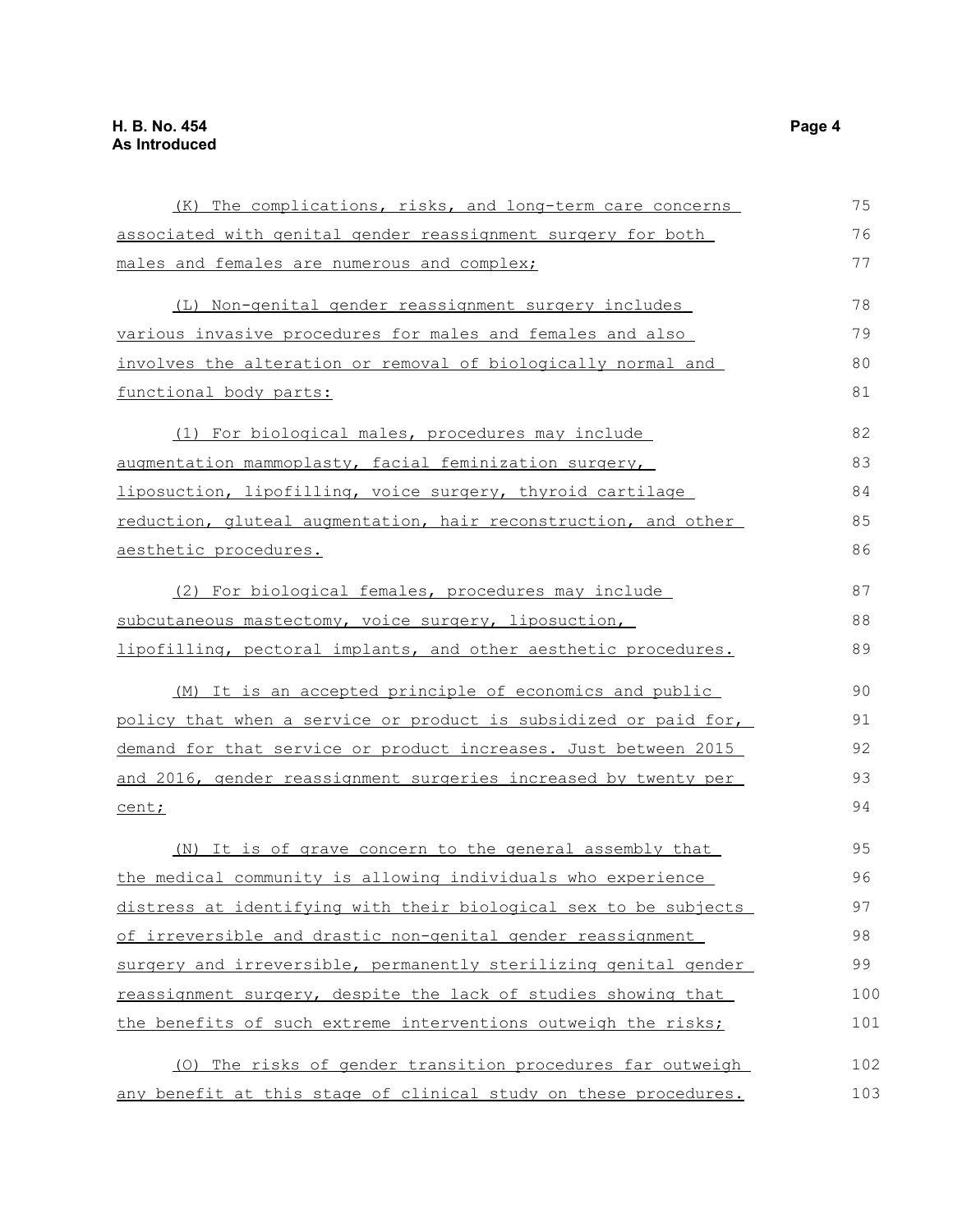(K) The complications, risks, and long-term care concerns associated with genital gender reassignment surgery for both males and females are numerous and complex;

(L) Non-genital gender reassignment surgery includes various invasive procedures for males and females and also involves the alteration or removal of biologically normal and functional body parts:

(1) For biological males, procedures may include augmentation mammoplasty, facial feminization surgery, liposuction, lipofilling, voice surgery, thyroid cartilage reduction, gluteal augmentation, hair reconstruction, and other aesthetic procedures.

(2) For biological females, procedures may include subcutaneous mastectomy, voice surgery, liposuction, lipofilling, pectoral implants, and other aesthetic procedures.

(M) It is an accepted principle of economics and public policy that when a service or product is subsidized or paid for, demand for that service or product increases. Just between 2015 and 2016, gender reassignment surgeries increased by twenty per cent;

(N) It is of grave concern to the general assembly that the medical community is allowing individuals who experience distress at identifying with their biological sex to be subjects of irreversible and drastic non-genital gender reassignment surgery and irreversible, permanently sterilizing genital gender reassignment surgery, despite the lack of studies showing that the benefits of such extreme interventions outweigh the risks;

(O) The risks of gender transition procedures far outweigh any benefit at this stage of clinical study on these procedures.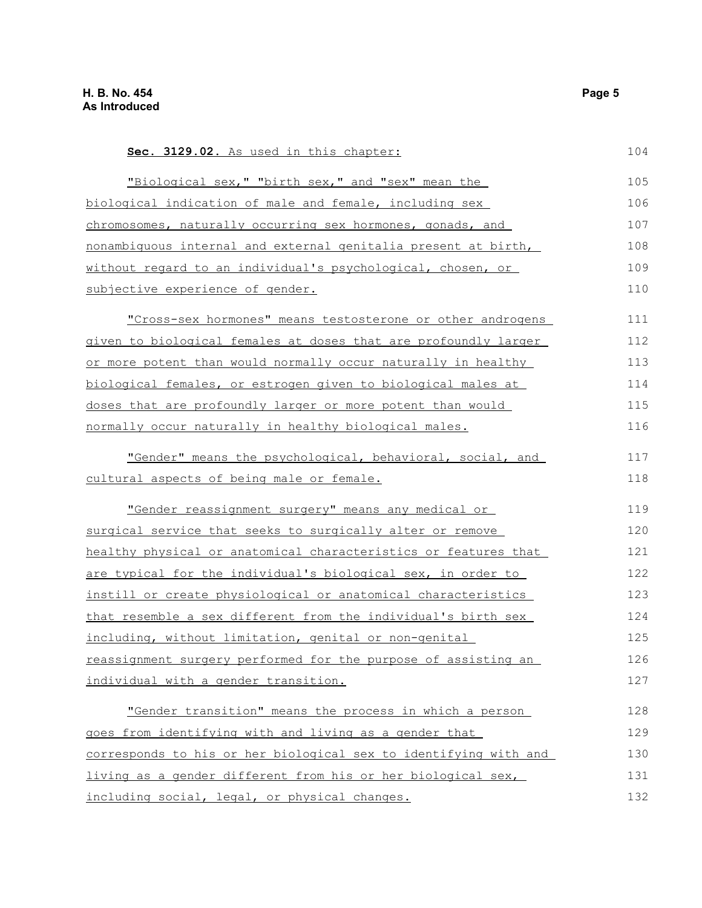**Sec. 3129.02.** As used in this chapter:

"Biological sex," "birth sex," and "sex" mean the biological indication of male and female, including sex chromosomes, naturally occurring sex hormones, gonads, and nonambiguous internal and external genitalia present at birth, without regard to an individual's psychological, chosen, or subjective experience of gender.

"Cross-sex hormones" means testosterone or other androgens given to biological females at doses that are profoundly larger or more potent than would normally occur naturally in healthy biological females, or estrogen given to biological males at doses that are profoundly larger or more potent than would normally occur naturally in healthy biological males.

"Gender" means the psychological, behavioral, social, and cultural aspects of being male or female.

"Gender reassignment surgery" means any medical or surgical service that seeks to surgically alter or remove healthy physical or anatomical characteristics or features that are typical for the individual's biological sex, in order to instill or create physiological or anatomical characteristics that resemble a sex different from the individual's birth sex including, without limitation, genital or non-genital reassignment surgery performed for the purpose of assisting an individual with a gender transition.

"Gender transition" means the process in which a person goes from identifying with and living as a gender that corresponds to his or her biological sex to identifying with and living as a gender different from his or her biological sex, including social, legal, or physical changes.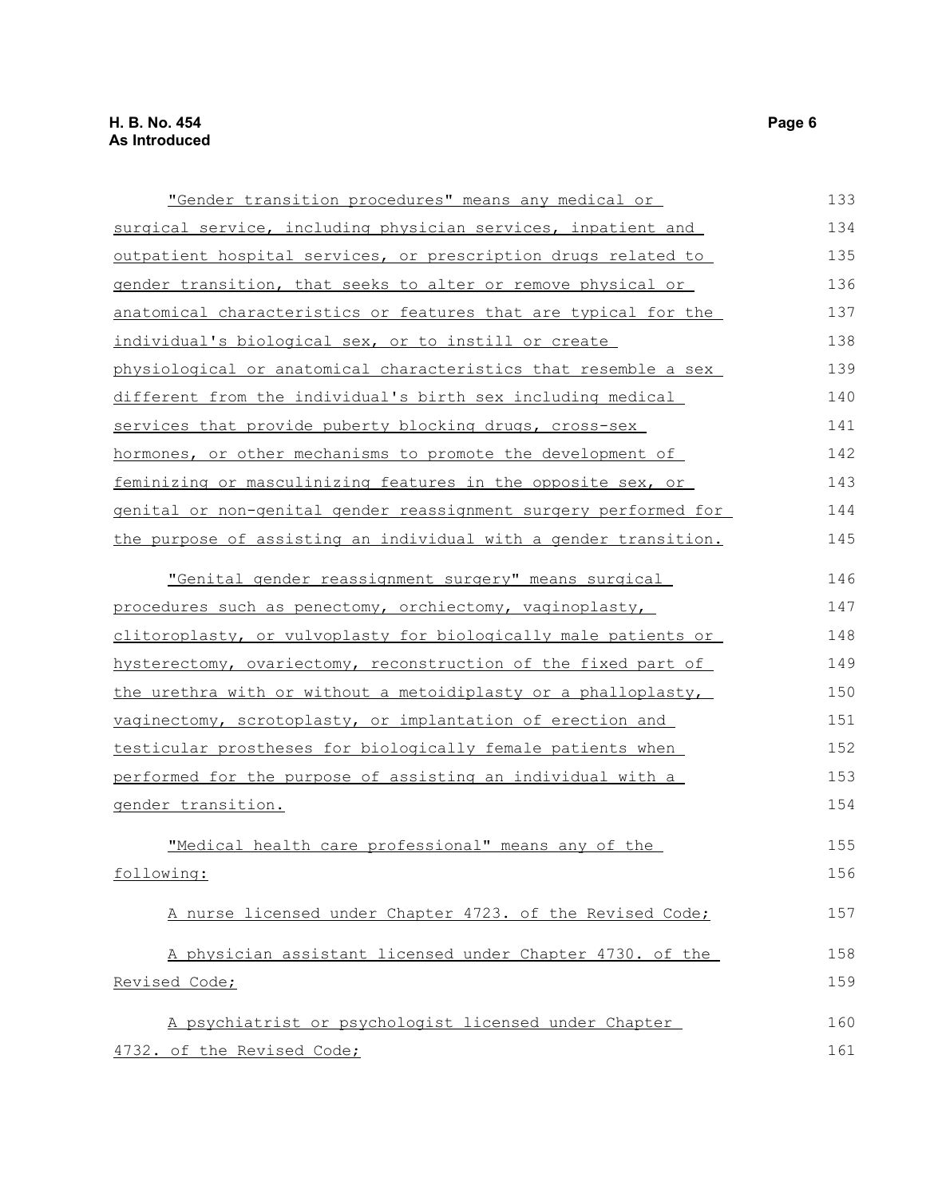"Gender transition procedures" means any medical or surgical service, including physician services, inpatient and outpatient hospital services, or prescription drugs related to gender transition, that seeks to alter or remove physical or anatomical characteristics or features that are typical for the individual's biological sex, or to instill or create physiological or anatomical characteristics that resemble a sex different from the individual's birth sex including medical services that provide puberty blocking drugs, cross-sex hormones, or other mechanisms to promote the development of feminizing or masculinizing features in the opposite sex, or genital or non-genital gender reassignment surgery performed for the purpose of assisting an individual with a gender transition.

"Genital gender reassignment surgery" means surgical procedures such as penectomy, orchiectomy, vaginoplasty, clitoroplasty, or vulvoplasty for biologically male patients or hysterectomy, ovariectomy, reconstruction of the fixed part of the urethra with or without a metoidioplasty or a phalloplasty, vaginectomy, scrotoplasty, or implantation of erection and testicular prostheses for biologically female patients when performed for the purpose of assisting an individual with a gender transition.

"Medical health care professional" means any of the following:

A nurse licensed under Chapter 4723. of the Revised Code;

A physician assistant licensed under Chapter 4730. of the Revised Code;

A psychiatrist or psychologist licensed under Chapter 4732. of the Revised Code;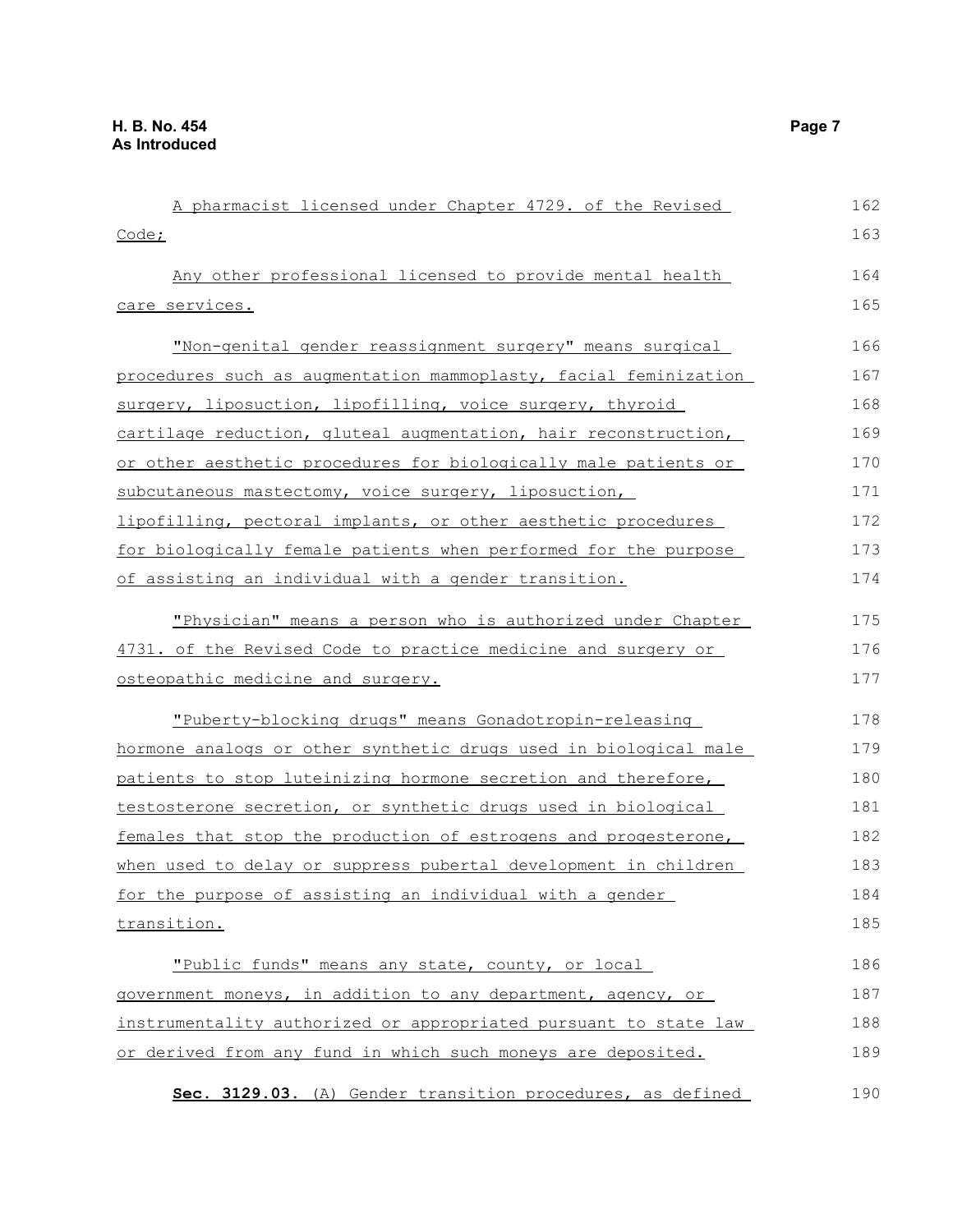A pharmacist licensed under Chapter 4729. of the Revised Code;

Any other professional licensed to provide mental health care services.

"Non-genital gender reassignment surgery" means surgical procedures such as augmentation mammoplasty, facial feminization surgery, liposuction, lipofilling, voice surgery, thyroid cartilage reduction, gluteal augmentation, hair reconstruction, or other aesthetic procedures for biologically male patients or subcutaneous mastectomy, voice surgery, liposuction, lipofilling, pectoral implants, or other aesthetic procedures for biologically female patients when performed for the purpose of assisting an individual with a gender transition.

"Physician" means a person who is authorized under Chapter 4731. of the Revised Code to practice medicine and surgery or osteopathic medicine and surgery.

"Puberty-blocking drugs" means Gonadotropin-releasing hormone analogs or other synthetic drugs used in biological male patients to stop luteinizing hormone secretion and therefore, testosterone secretion, or synthetic drugs used in biological females that stop the production of estrogens and progesterone, when used to delay or suppress pubertal development in children for the purpose of assisting an individual with a gender transition.

"Public funds" means any state, county, or local government moneys, in addition to any department, agency, or instrumentality authorized or appropriated pursuant to state law or derived from any fund in which such moneys are deposited.

**Sec. 3129.03.** (A) Gender transition procedures, as defined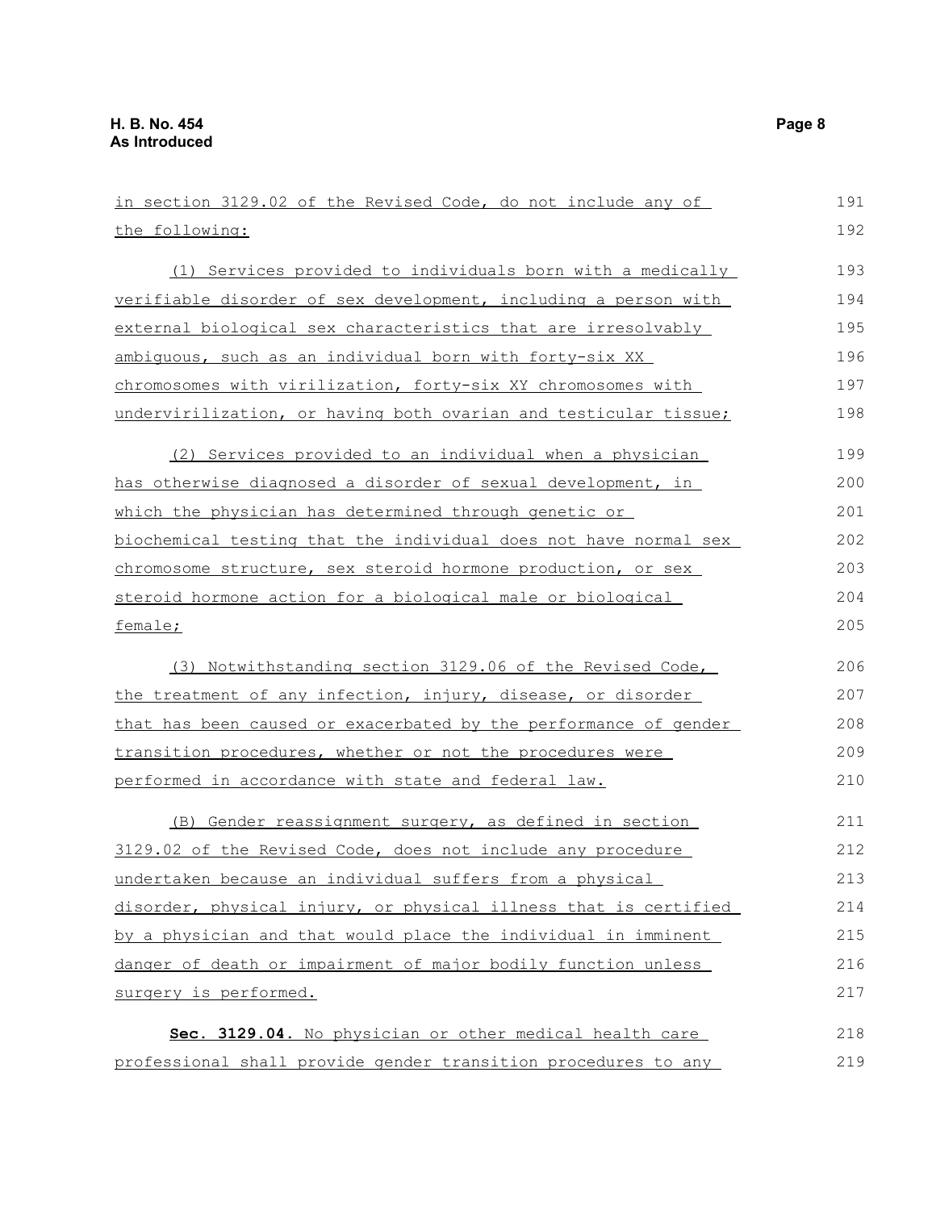in section 3129.02 of the Revised Code, do not include any of the following:

(1) Services provided to individuals born with a medically verifiable disorder of sex development, including a person with external biological sex characteristics that are irresolvably ambiguous, such as an individual born with forty-six XX chromosomes with virilization, forty-six XY chromosomes with undervirilization, or having both ovarian and testicular tissue;

(2) Services provided to an individual when a physician has otherwise diagnosed a disorder of sexual development, in which the physician has determined through genetic or biochemical testing that the individual does not have normal sex chromosome structure, sex steroid hormone production, or sex steroid hormone action for a biological male or biological female;

(3) Notwithstanding section 3129.06 of the Revised Code, the treatment of any infection, injury, disease, or disorder that has been caused or exacerbated by the performance of gender transition procedures, whether or not the procedures were performed in accordance with state and federal law.

(B) Gender reassignment surgery, as defined in section 3129.02 of the Revised Code, does not include any procedure undertaken because an individual suffers from a physical disorder, physical injury, or physical illness that is certified by a physician and that would place the individual in imminent danger of death or impairment of major bodily function unless surgery is performed.

**Sec. 3129.04.** No physician or other medical health care professional shall provide gender transition procedures to any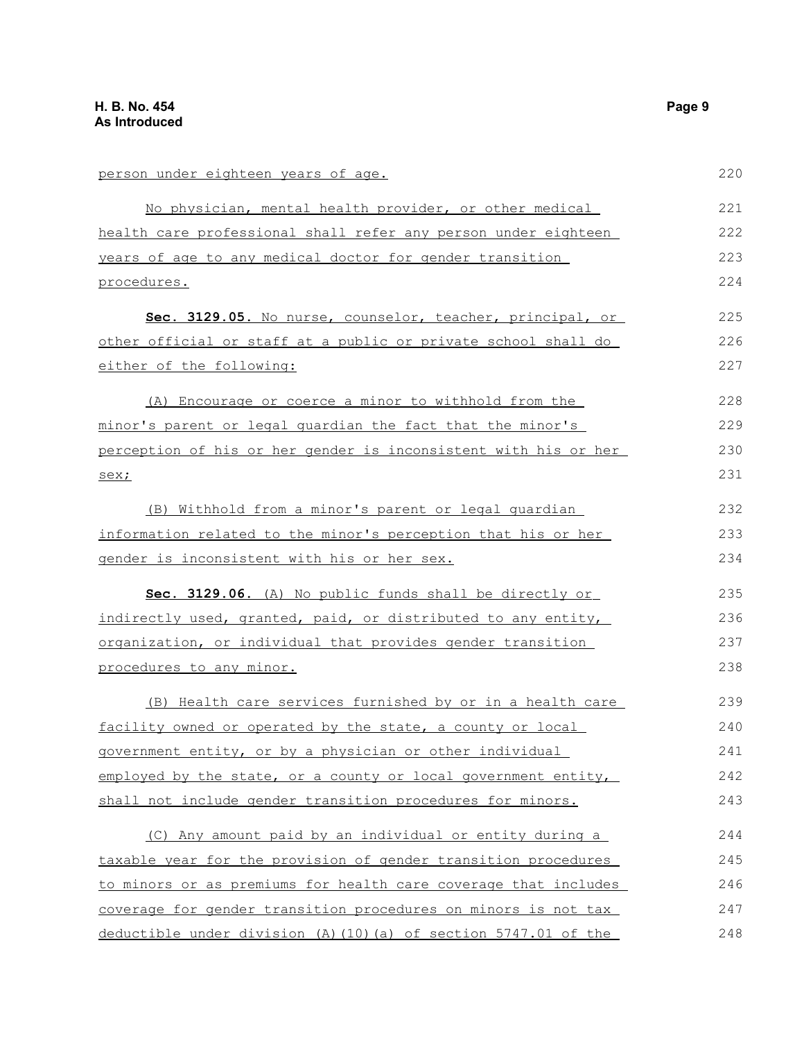person under eighteen years of age.

No physician, mental health provider, or other medical health care professional shall refer any person under eighteen years of age to any medical doctor for gender transition procedures.

**Sec. 3129.05.** No nurse, counselor, teacher, principal, or other official or staff at a public or private school shall do either of the following:

(A) Encourage or coerce a minor to withhold from the minor's parent or legal guardian the fact that the minor's perception of his or her gender is inconsistent with his or her sex;

(B) Withhold from a minor's parent or legal guardian information related to the minor's perception that his or her gender is inconsistent with his or her sex.

**Sec. 3129.06.** (A) No public funds shall be directly or indirectly used, granted, paid, or distributed to any entity, organization, or individual that provides gender transition procedures to any minor.

(B) Health care services furnished by or in a health care facility owned or operated by the state, a county or local government entity, or by a physician or other individual employed by the state, or a county or local government entity, shall not include gender transition procedures for minors.

(C) Any amount paid by an individual or entity during a taxable year for the provision of gender transition procedures to minors or as premiums for health care coverage that includes coverage for gender transition procedures on minors is not tax deductible under division (A)(10)(a) of section 5747.01 of the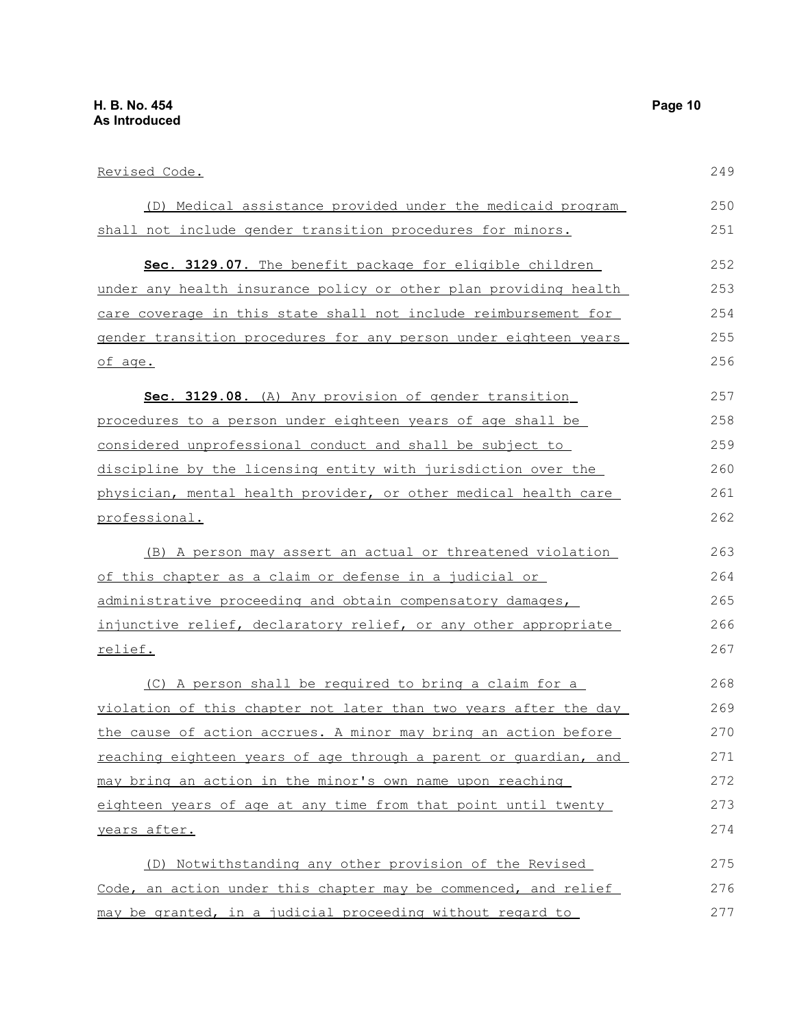Revised Code.

(D) Medical assistance provided under the medicaid program shall not include gender transition procedures for minors.

**Sec. 3129.07.** The benefit package for eligible children under any health insurance policy or other plan providing health care coverage in this state shall not include reimbursement for gender transition procedures for any person under eighteen years of age.

**Sec. 3129.08.** (A) Any provision of gender transition procedures to a person under eighteen years of age shall be considered unprofessional conduct and shall be subject to discipline by the licensing entity with jurisdiction over the physician, mental health provider, or other medical health care professional.

(B) A person may assert an actual or threatened violation of this chapter as a claim or defense in a judicial or administrative proceeding and obtain compensatory damages, injunctive relief, declaratory relief, or any other appropriate relief.

(C) A person shall be required to bring a claim for a violation of this chapter not later than two years after the day the cause of action accrues. A minor may bring an action before reaching eighteen years of age through a parent or guardian, and may bring an action in the minor's own name upon reaching eighteen years of age at any time from that point until twenty years after.

(D) Notwithstanding any other provision of the Revised Code, an action under this chapter may be commenced, and relief may be granted, in a judicial proceeding without regard to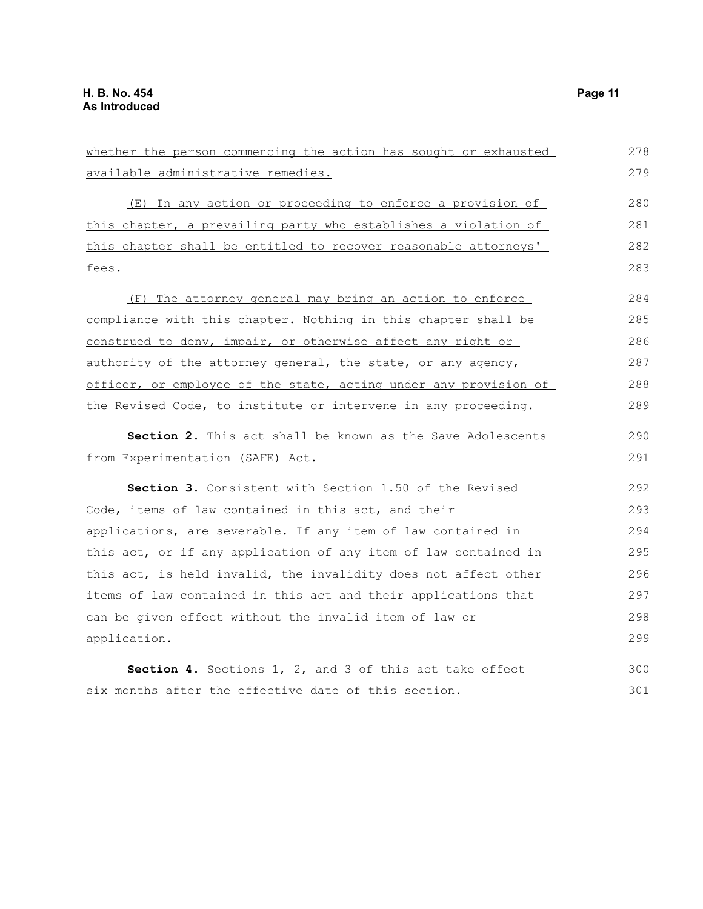whether the person commencing the action has sought or exhausted available administrative remedies.

(E) In any action or proceeding to enforce a provision of this chapter, a prevailing party who establishes a violation of this chapter shall be entitled to recover reasonable attorneys' fees.

(F) The attorney general may bring an action to enforce compliance with this chapter. Nothing in this chapter shall be construed to deny, impair, or otherwise affect any right or authority of the attorney general, the state, or any agency, officer, or employee of the state, acting under any provision of the Revised Code, to institute or intervene in any proceeding.

**Section 2.** This act shall be known as the Save Adolescents from Experimentation (SAFE) Act.

**Section 3.** Consistent with Section 1.50 of the Revised Code, items of law contained in this act, and their applications, are severable. If any item of law contained in this act, or if any application of any item of law contained in this act, is held invalid, the invalidity does not affect other items of law contained in this act and their applications that can be given effect without the invalid item of law or application.

**Section 4.** Sections 1, 2, and 3 of this act take effect six months after the effective date of this section.